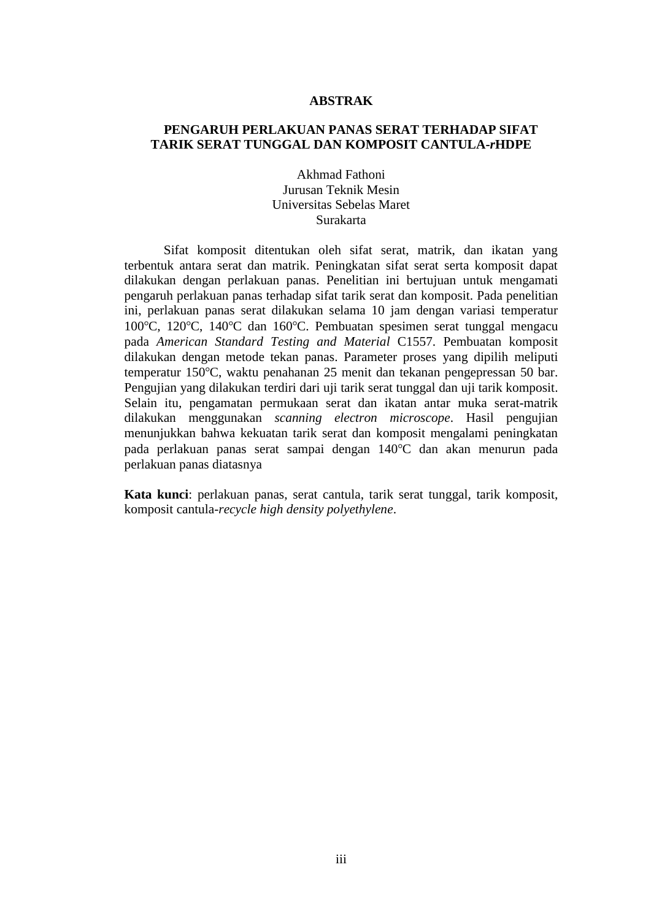# ABSTRAK

## PENGARUH PERLAKUAN PANAS SERAT TERHADAP SIFAT TARIK SERAT TUNGGAL DAN KOMPOSIT CANTULA-*r*HDPE

Akhmad Fathoni
Jurusan Teknik Mesin
Universitas Sebelas Maret
Surakarta

Sifat komposit ditentukan oleh sifat serat, matrik, dan ikatan yang terbentuk antara serat dan matrik. Peningkatan sifat serat serta komposit dapat dilakukan dengan perlakuan panas. Penelitian ini bertujuan untuk mengamati pengaruh perlakuan panas terhadap sifat tarik serat dan komposit. Pada penelitian ini, perlakuan panas serat dilakukan selama 10 jam dengan variasi temperatur 100°C, 120°C, 140°C dan 160°C. Pembuatan spesimen serat tunggal mengacu pada *American Standard Testing and Material* C1557. Pembuatan komposit dilakukan dengan metode tekan panas. Parameter proses yang dipilih meliputi temperatur 150°C, waktu penahanan 25 menit dan tekanan pengepressan 50 bar. Pengujian yang dilakukan terdiri dari uji tarik serat tunggal dan uji tarik komposit. Selain itu, pengamatan permukaan serat dan ikatan antar muka serat-matrik dilakukan menggunakan *scanning electron microscope*. Hasil pengujian menunjukkan bahwa kekuatan tarik serat dan komposit mengalami peningkatan pada perlakuan panas serat sampai dengan 140°C dan akan menurun pada perlakuan panas diatasnya

**Kata kunci**: perlakuan panas, serat cantula, tarik serat tunggal, tarik komposit, komposit cantula-*recycle high density polyethylene*.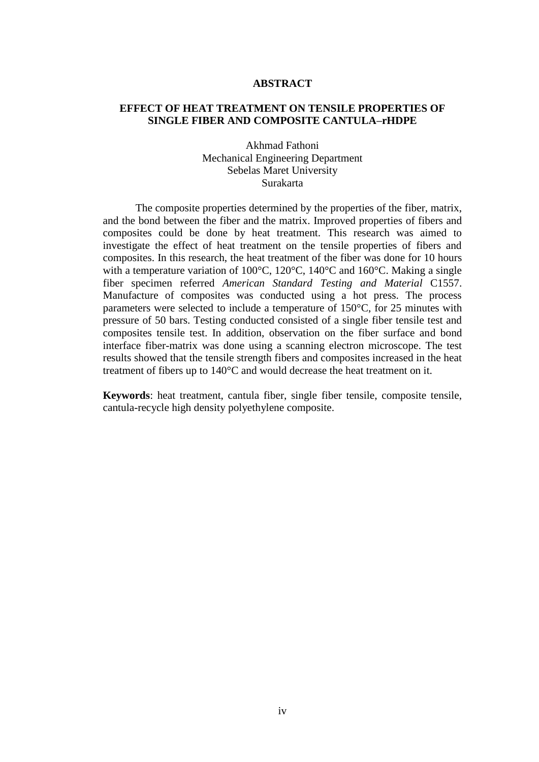# ABSTRACT

## EFFECT OF HEAT TREATMENT ON TENSILE PROPERTIES OF SINGLE FIBER AND COMPOSITE CANTULA–rHDPE

Akhmad Fathoni
Mechanical Engineering Department
Sebelas Maret University
Surakarta

The composite properties determined by the properties of the fiber, matrix, and the bond between the fiber and the matrix. Improved properties of fibers and composites could be done by heat treatment. This research was aimed to investigate the effect of heat treatment on the tensile properties of fibers and composites. In this research, the heat treatment of the fiber was done for 10 hours with a temperature variation of 100°C, 120°C, 140°C and 160°C. Making a single fiber specimen referred *American Standard Testing and Material* C1557. Manufacture of composites was conducted using a hot press. The process parameters were selected to include a temperature of 150°C, for 25 minutes with pressure of 50 bars. Testing conducted consisted of a single fiber tensile test and composites tensile test. In addition, observation on the fiber surface and bond interface fiber-matrix was done using a scanning electron microscope. The test results showed that the tensile strength fibers and composites increased in the heat treatment of fibers up to 140°C and would decrease the heat treatment on it.

**Keywords**: heat treatment, cantula fiber, single fiber tensile, composite tensile, cantula-recycle high density polyethylene composite.